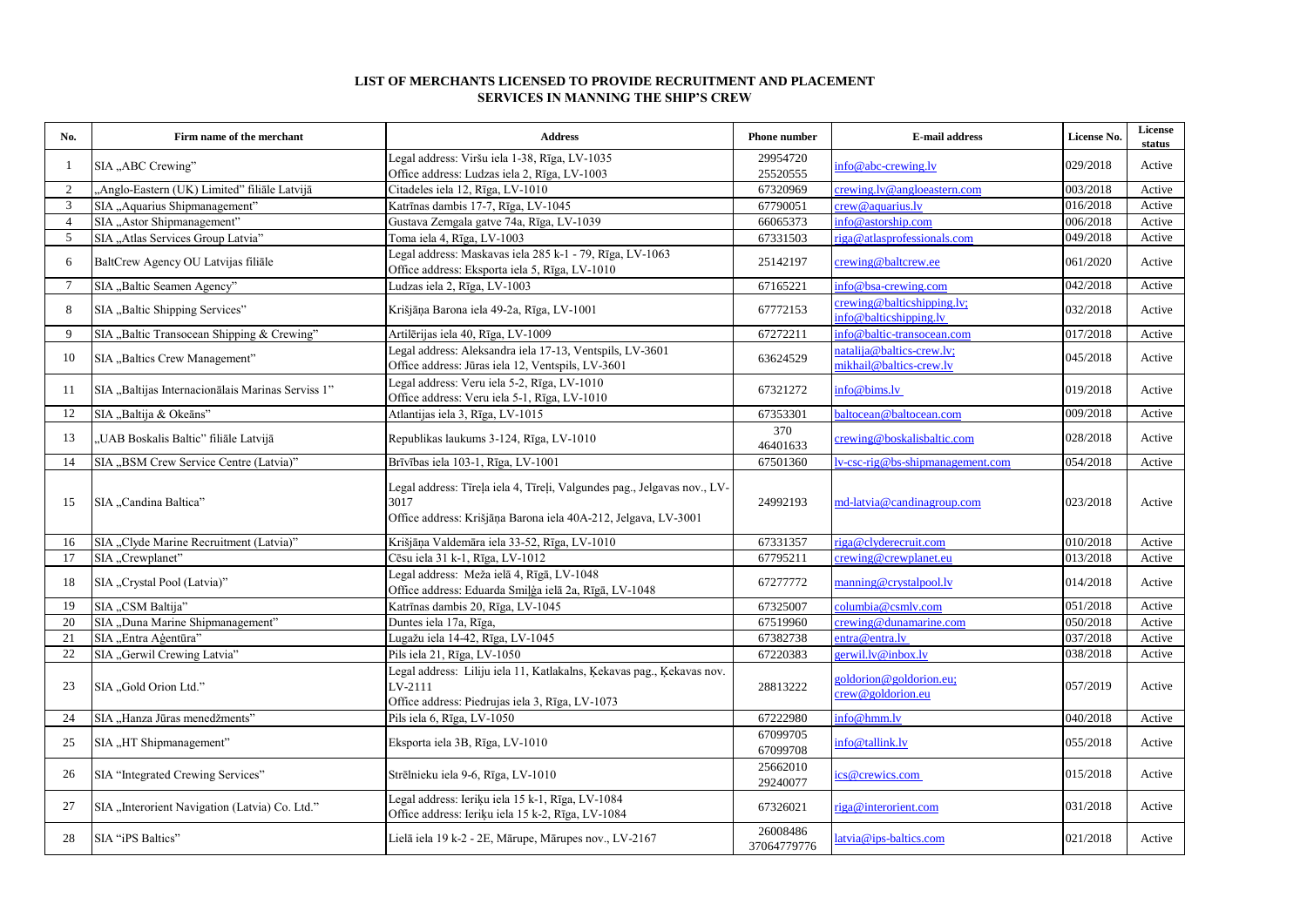# LIST OF MERCHANTS LICENSED TO PROVIDE RECRUITMENT AND PLACEMENT SERVICES IN MANNING THE SHIP'S CREW

| No. | Firm name of the merchant | Address | Phone number | E-mail address | License No. | License status |
|---|---|---|---|---|---|---|
| 1 | SIA „ABC Crewing" | Legal address: Viršu iela 1-38, Rīga, LV-1035<br>Office address: Ludzas iela 2, Rīga, LV-1003 | 29954720<br>25520555 | info@abc-crewing.lv | 029/2018 | Active |
| 2 | „Anglo-Eastern (UK) Limited" filiāle Latvijā | Citadeles iela 12, Rīga, LV-1010 | 67320969 | crewing.lv@angloeastern.com | 003/2018 | Active |
| 3 | SIA „Aquarius Shipmanagement" | Katrīnas dambis 17-7, Rīga, LV-1045 | 67790051 | crew@aquarius.lv | 016/2018 | Active |
| 4 | SIA „Astor Shipmanagement" | Gustava Zemgala gatve 74a, Rīga, LV-1039 | 66065373 | info@astorship.com | 006/2018 | Active |
| 5 | SIA „Atlas Services Group Latvia" | Toma iela 4, Rīga, LV-1003 | 67331503 | riga@atlasprofessionals.com | 049/2018 | Active |
| 6 | BaltCrew Agency OU Latvijas filiāle | Legal address: Maskavas iela 285 k-1 - 79, Rīga, LV-1063<br>Office address: Eksporta iela 5, Rīga, LV-1010 | 25142197 | crewing@baltcrew.ee | 061/2020 | Active |
| 7 | SIA „Baltic Seamen Agency" | Ludzas iela 2, Rīga, LV-1003 | 67165221 | info@bsa-crewing.com | 042/2018 | Active |
| 8 | SIA „Baltic Shipping Services" | Krišjāņa Barona iela 49-2a, Rīga, LV-1001 | 67772153 | crewing@balticshipping.lv;<br>info@balticshipping.lv | 032/2018 | Active |
| 9 | SIA „Baltic Transocean Shipping & Crewing" | Artilērijas iela 40, Rīga, LV-1009 | 67272211 | info@baltic-transocean.com | 017/2018 | Active |
| 10 | SIA „Baltics Crew Management" | Legal address: Aleksandra iela 17-13, Ventspils, LV-3601<br>Office address: Jūras iela 12, Ventspils, LV-3601 | 63624529 | natalija@baltics-crew.lv;<br>mikhail@baltics-crew.lv | 045/2018 | Active |
| 11 | SIA „Baltijas Internacionālais Marinas Serviss 1" | Legal address: Veru iela 5-2, Rīga, LV-1010<br>Office address: Veru iela 5-1, Rīga, LV-1010 | 67321272 | info@bims.lv | 019/2018 | Active |
| 12 | SIA „Baltija & Okeāns" | Atlantijas iela 3, Rīga, LV-1015 | 67353301 | baltocean@baltocean.com | 009/2018 | Active |
| 13 | „UAB Boskalis Baltic" filiāle Latvijā | Republikas laukums 3-124, Rīga, LV-1010 | 370<br>46401633 | crewing@boskalisbaltic.com | 028/2018 | Active |
| 14 | SIA „BSM Crew Service Centre (Latvia)" | Brīvības iela 103-1, Rīga, LV-1001 | 67501360 | lv-csc-rig@bs-shipmanagement.com | 054/2018 | Active |
| 15 | SIA „Candina Baltica" | Legal address: Tīreļa iela 4, Tīreļi, Valgundes pag., Jelgavas nov., LV-3017<br>Office address: Krišjāņa Barona iela 40A-212, Jelgava, LV-3001 | 24992193 | md-latvia@candinagroup.com | 023/2018 | Active |
| 16 | SIA „Clyde Marine Recruitment (Latvia)" | Krišjāņa Valdemāra iela 33-52, Rīga, LV-1010 | 67331357 | riga@clyderecruit.com | 010/2018 | Active |
| 17 | SIA „Crewplanet" | Cēsu iela 31 k-1, Rīga, LV-1012 | 67795211 | crewing@crewplanet.eu | 013/2018 | Active |
| 18 | SIA „Crystal Pool (Latvia)" | Legal address: Meža ielā 4, Rīgā, LV-1048<br>Office address: Eduarda Smiļģa ielā 2a, Rīgā, LV-1048 | 67277772 | manning@crystalpool.lv | 014/2018 | Active |
| 19 | SIA „CSM Baltija" | Katrīnas dambis 20, Rīga, LV-1045 | 67325007 | columbia@csmlv.com | 051/2018 | Active |
| 20 | SIA „Duna Marine Shipmanagement" | Duntes iela 17a, Rīga, | 67519960 | crewing@dunamarine.com | 050/2018 | Active |
| 21 | SIA „Entra Aģentūra" | Lugažu iela 14-42, Rīga, LV-1045 | 67382738 | entra@entra.lv | 037/2018 | Active |
| 22 | SIA „Gerwil Crewing Latvia" | Pils iela 21, Rīga, LV-1050 | 67220383 | gerwil.lv@inbox.lv | 038/2018 | Active |
| 23 | SIA „Gold Orion Ltd." | Legal address: Liliju iela 11, Katlakalns, Ķekavas pag., Ķekavas nov. LV-2111<br>Office address: Piedrujas iela 3, Rīga, LV-1073 | 28813222 | goldorion@goldorion.eu;<br>crew@goldorion.eu | 057/2019 | Active |
| 24 | SIA „Hanza Jūras menedžments" | Pils iela 6, Rīga, LV-1050 | 67222980 | info@hmm.lv | 040/2018 | Active |
| 25 | SIA „HT Shipmanagement" | Eksporta iela 3B, Rīga, LV-1010 | 67099705<br>67099708 | info@tallink.lv | 055/2018 | Active |
| 26 | SIA "Integrated Crewing Services" | Strēlnieku iela 9-6, Rīga, LV-1010 | 25662010<br>29240077 | ics@crewics.com | 015/2018 | Active |
| 27 | SIA „Interorient Navigation (Latvia) Co. Ltd." | Legal address: Ieriķu iela 15 k-1, Rīga, LV-1084<br>Office address: Ieriķu iela 15 k-2, Rīga, LV-1084 | 67326021 | riga@interorient.com | 031/2018 | Active |
| 28 | SIA "iPS Baltics" | Lielā iela 19 k-2 - 2E, Mārupe, Mārupes nov., LV-2167 | 26008486<br>37064779776 | latvia@ips-baltics.com | 021/2018 | Active |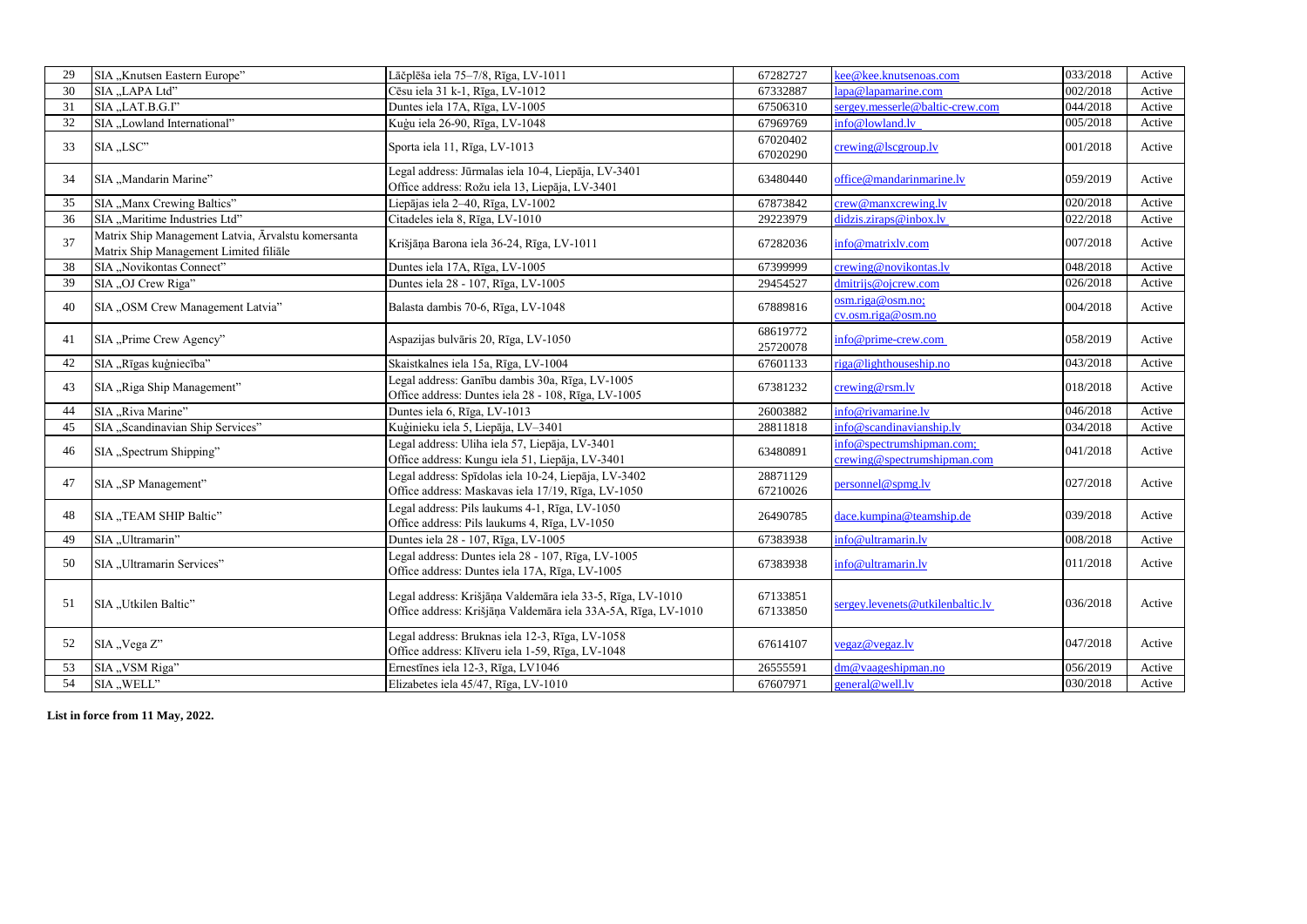| | | | | | | |
|---|---|---|---|---|---|---|
| 29 | SIA „Knutsen Eastern Europe" | Lāčplēša iela 75–7/8, Rīga, LV-1011 | 67282727 | kee@kee.knutsenoas.com | 033/2018 | Active |
| 30 | SIA „LAPA Ltd" | Cēsu iela 31 k-1, Rīga, LV-1012 | 67332887 | lapa@lapamarine.com | 002/2018 | Active |
| 31 | SIA „LAT.B.G.I" | Duntes iela 17A, Rīga, LV-1005 | 67506310 | sergey.messerle@baltic-crew.com | 044/2018 | Active |
| 32 | SIA „Lowland International" | Kuģu iela 26-90, Rīga, LV-1048 | 67969769 | info@lowland.lv | 005/2018 | Active |
| 33 | SIA „LSC" | Sporta iela 11, Rīga, LV-1013 | 67020402<br>67020290 | crewing@lscgroup.lv | 001/2018 | Active |
| 34 | SIA „Mandarin Marine" | Legal address: Jūrmalas iela 10-4, Liepāja, LV-3401<br>Office address: Rožu iela 13, Liepāja, LV-3401 | 63480440 | office@mandarinmarine.lv | 059/2019 | Active |
| 35 | SIA „Manx Crewing Baltics" | Liepājas iela 2–40, Rīga, LV-1002 | 67873842 | crew@manxcrewing.lv | 020/2018 | Active |
| 36 | SIA „Maritime Industries Ltd" | Citadeles iela 8, Rīga, LV-1010 | 29223979 | didzis.ziraps@inbox.lv | 022/2018 | Active |
| 37 | Matrix Ship Management Latvia, Ārvalstu komersanta Matrix Ship Management Limited filiāle | Krišjāņa Barona iela 36-24, Rīga, LV-1011 | 67282036 | info@matrixlv.com | 007/2018 | Active |
| 38 | SIA „Novikontas Connect" | Duntes iela 17A, Rīga, LV-1005 | 67399999 | crewing@novikontas.lv | 048/2018 | Active |
| 39 | SIA „OJ Crew Riga" | Duntes iela 28 - 107, Rīga, LV-1005 | 29454527 | dmitrijs@ojcrew.com | 026/2018 | Active |
| 40 | SIA „OSM Crew Management Latvia" | Balasta dambis 70-6, Rīga, LV-1048 | 67889816 | osm.riga@osm.no;<br>cv.osm.riga@osm.no | 004/2018 | Active |
| 41 | SIA „Prime Crew Agency" | Aspazijas bulvāris 20, Rīga, LV-1050 | 68619772<br>25720078 | info@prime-crew.com | 058/2019 | Active |
| 42 | SIA „Rīgas kuģniecība" | Skaistkalnes iela 15a, Rīga, LV-1004 | 67601133 | riga@lighthouseship.no | 043/2018 | Active |
| 43 | SIA „Riga Ship Management" | Legal address: Ganību dambis 30a, Rīga, LV-1005<br>Office address: Duntes iela 28 - 108, Rīga, LV-1005 | 67381232 | crewing@rsm.lv | 018/2018 | Active |
| 44 | SIA „Riva Marine" | Duntes iela 6, Rīga, LV-1013 | 26003882 | info@rivamarine.lv | 046/2018 | Active |
| 45 | SIA „Scandinavian Ship Services" | Kuģinieku iela 5, Liepāja, LV–3401 | 28811818 | info@scandinavianship.lv | 034/2018 | Active |
| 46 | SIA „Spectrum Shipping" | Legal address: Uliha iela 57, Liepāja, LV-3401<br>Office address: Kungu iela 51, Liepāja, LV-3401 | 63480891 | info@spectrumshipman.com;<br>crewing@spectrumshipman.com | 041/2018 | Active |
| 47 | SIA „SP Management" | Legal address: Spīdolas iela 10-24, Liepāja, LV-3402<br>Office address: Maskavas iela 17/19, Rīga, LV-1050 | 28871129<br>67210026 | personnel@spmg.lv | 027/2018 | Active |
| 48 | SIA „TEAM SHIP Baltic" | Legal address: Pils laukums 4-1, Rīga, LV-1050<br>Office address: Pils laukums 4, Rīga, LV-1050 | 26490785 | dace.kumpina@teamship.de | 039/2018 | Active |
| 49 | SIA „Ultramarin" | Duntes iela 28 - 107, Rīga, LV-1005 | 67383938 | info@ultramarin.lv | 008/2018 | Active |
| 50 | SIA „Ultramarin Services" | Legal address: Duntes iela 28 - 107, Rīga, LV-1005<br>Office address: Duntes iela 17A, Rīga, LV-1005 | 67383938 | info@ultramarin.lv | 011/2018 | Active |
| 51 | SIA „Utkilen Baltic" | Legal address: Krišjāņa Valdemāra iela 33-5, Rīga, LV-1010<br>Office address: Krišjāņa Valdemāra iela 33A-5A, Rīga, LV-1010 | 67133851<br>67133850 | sergey.levenets@utkilenbaltic.lv | 036/2018 | Active |
| 52 | SIA „Vega Z" | Legal address: Bruknas iela 12-3, Rīga, LV-1058<br>Office address: Klīveru iela 1-59, Rīga, LV-1048 | 67614107 | vegaz@vegaz.lv | 047/2018 | Active |
| 53 | SIA „VSM Riga" | Ernestīnes iela 12-3, Rīga, LV1046 | 26555591 | dm@vaageshipman.no | 056/2019 | Active |
| 54 | SIA „WELL" | Elizabetes iela 45/47, Rīga, LV-1010 | 67607971 | general@well.lv | 030/2018 | Active |

**List in force from 11 May, 2022.**